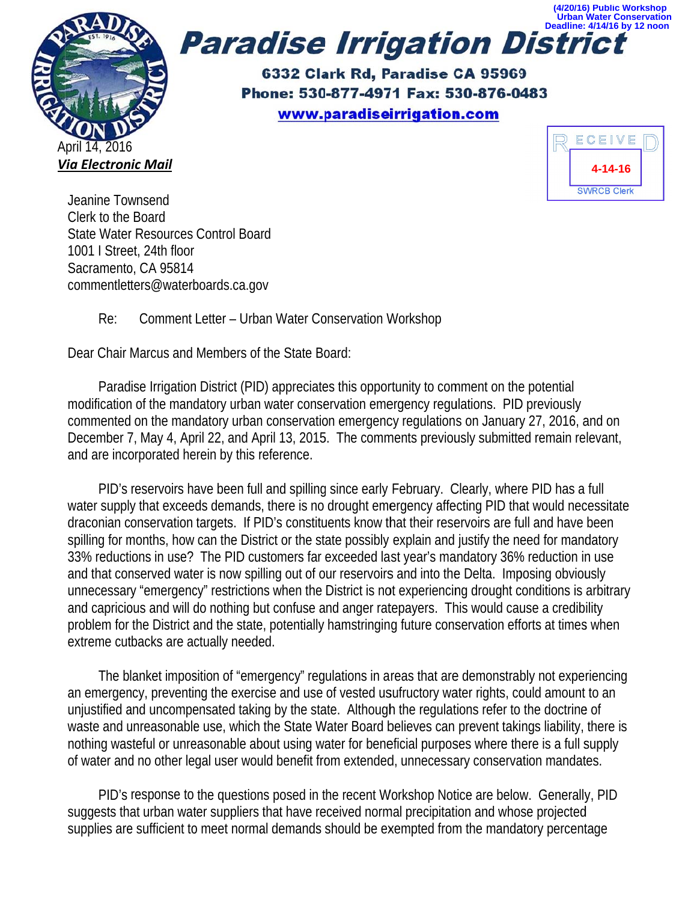(4/20/16) Public Workshop
Urban Water Conservation
Deadline: 4/14/16 by 12 noon

# Paradise Irrigation District

**6332 Clark Rd, Paradise CA 95969**
**Phone: 530-877-4971 Fax: 530-876-0483**
**www.paradiseirrigation.com**

RECEIVED
4-14-16
SWRCB Clerk

April 14, 2016
***Via Electronic Mail***

Jeanine Townsend
Clerk to the Board
State Water Resources Control Board
1001 I Street, 24th floor
Sacramento, CA 95814
commentletters@waterboards.ca.gov

Re: Comment Letter – Urban Water Conservation Workshop

Dear Chair Marcus and Members of the State Board:

Paradise Irrigation District (PID) appreciates this opportunity to comment on the potential modification of the mandatory urban water conservation emergency regulations. PID previously commented on the mandatory urban conservation emergency regulations on January 27, 2016, and on December 7, May 4, April 22, and April 13, 2015. The comments previously submitted remain relevant, and are incorporated herein by this reference.

PID's reservoirs have been full and spilling since early February. Clearly, where PID has a full water supply that exceeds demands, there is no drought emergency affecting PID that would necessitate draconian conservation targets. If PID's constituents know that their reservoirs are full and have been spilling for months, how can the District or the state possibly explain and justify the need for mandatory 33% reductions in use? The PID customers far exceeded last year's mandatory 36% reduction in use and that conserved water is now spilling out of our reservoirs and into the Delta. Imposing obviously unnecessary "emergency" restrictions when the District is not experiencing drought conditions is arbitrary and capricious and will do nothing but confuse and anger ratepayers. This would cause a credibility problem for the District and the state, potentially hamstringing future conservation efforts at times when extreme cutbacks are actually needed.

The blanket imposition of "emergency" regulations in areas that are demonstrably not experiencing an emergency, preventing the exercise and use of vested usufructory water rights, could amount to an unjustified and uncompensated taking by the state. Although the regulations refer to the doctrine of waste and unreasonable use, which the State Water Board believes can prevent takings liability, there is nothing wasteful or unreasonable about using water for beneficial purposes where there is a full supply of water and no other legal user would benefit from extended, unnecessary conservation mandates.

PID's response to the questions posed in the recent Workshop Notice are below. Generally, PID suggests that urban water suppliers that have received normal precipitation and whose projected supplies are sufficient to meet normal demands should be exempted from the mandatory percentage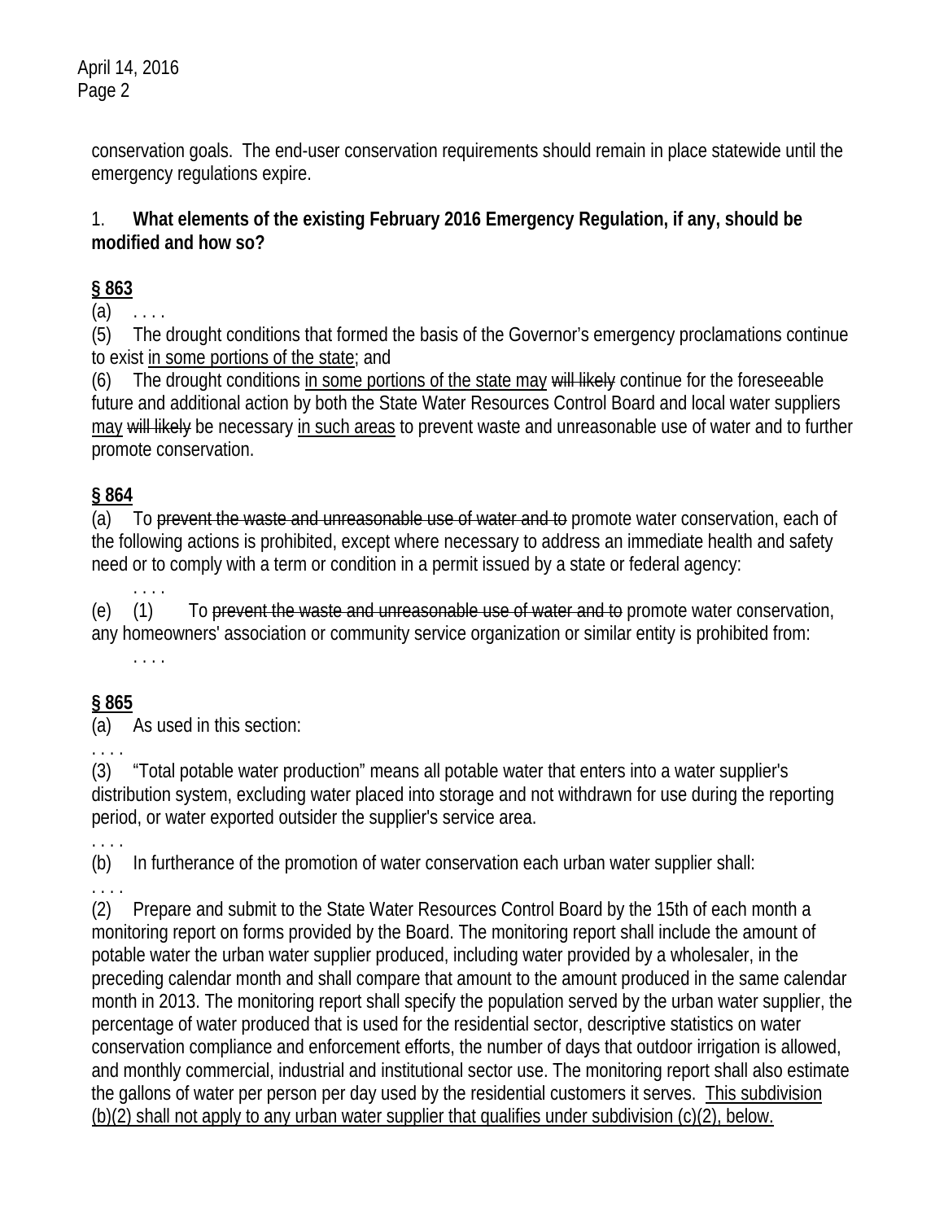conservation goals. The end-user conservation requirements should remain in place statewide until the emergency regulations expire.

1. **What elements of the existing February 2016 Emergency Regulation, if any, should be modified and how so?**

**<u>§ 863</u>**

(a) . . . .

(5) The drought conditions that formed the basis of the Governor's emergency proclamations continue to exist <u>in some portions of the state</u>; and

(6) The drought conditions <u>in some portions of the state may</u> ~~will likely~~ continue for the foreseeable future and additional action by both the State Water Resources Control Board and local water suppliers <u>may</u> ~~will likely~~ be necessary <u>in such areas</u> to prevent waste and unreasonable use of water and to further promote conservation.

**<u>§ 864</u>**

(a) To ~~prevent the waste and unreasonable use of water and to~~ promote water conservation, each of the following actions is prohibited, except where necessary to address an immediate health and safety need or to comply with a term or condition in a permit issued by a state or federal agency:

. . . .

(e) (1) To ~~prevent the waste and unreasonable use of water and to~~ promote water conservation, any homeowners' association or community service organization or similar entity is prohibited from:

. . . .

**<u>§ 865</u>**

(a) As used in this section:

. . . .

(3) "Total potable water production" means all potable water that enters into a water supplier's distribution system, excluding water placed into storage and not withdrawn for use during the reporting period, or water exported outsider the supplier's service area.

. . . .

(b) In furtherance of the promotion of water conservation each urban water supplier shall:

. . . .

(2) Prepare and submit to the State Water Resources Control Board by the 15th of each month a monitoring report on forms provided by the Board. The monitoring report shall include the amount of potable water the urban water supplier produced, including water provided by a wholesaler, in the preceding calendar month and shall compare that amount to the amount produced in the same calendar month in 2013. The monitoring report shall specify the population served by the urban water supplier, the percentage of water produced that is used for the residential sector, descriptive statistics on water conservation compliance and enforcement efforts, the number of days that outdoor irrigation is allowed, and monthly commercial, industrial and institutional sector use. The monitoring report shall also estimate the gallons of water per person per day used by the residential customers it serves. <u>This subdivision (b)(2) shall not apply to any urban water supplier that qualifies under subdivision (c)(2), below.</u>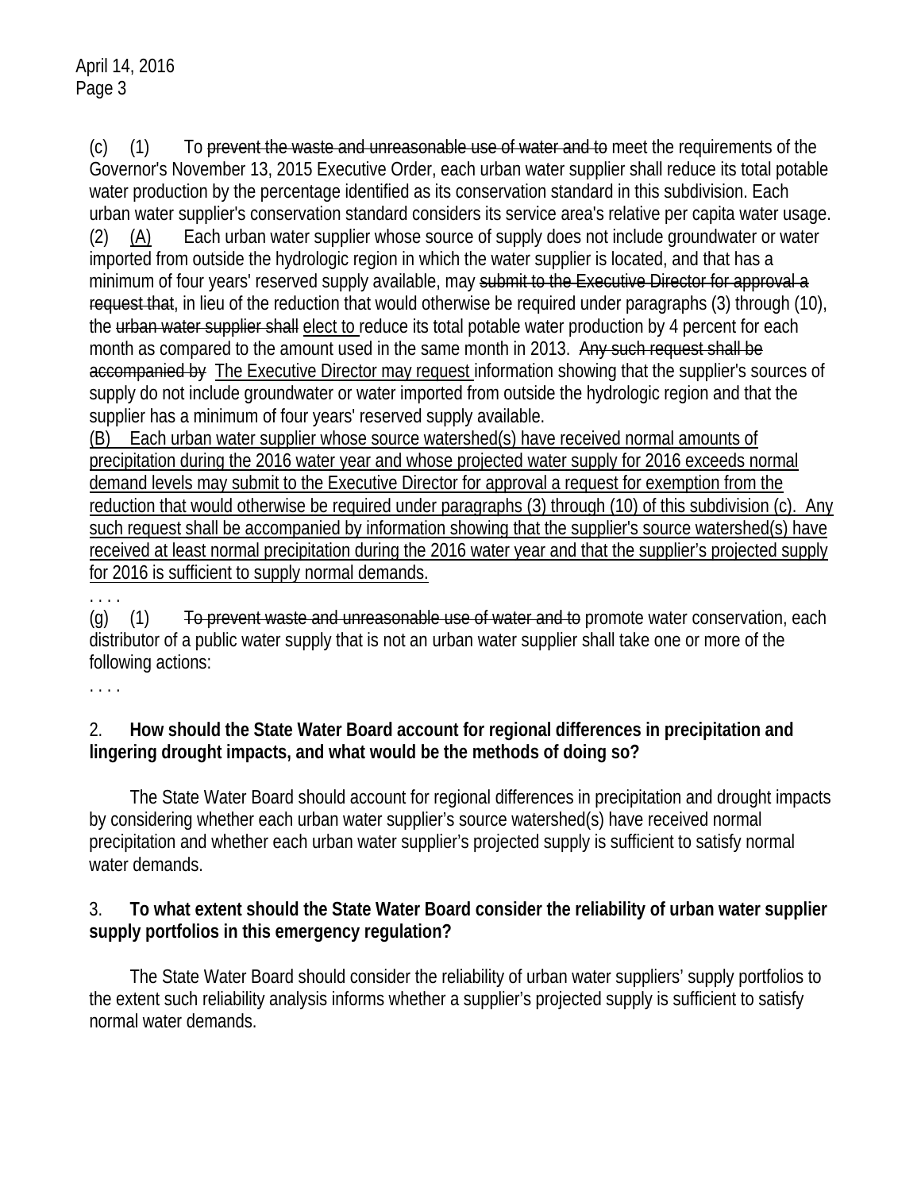(c) (1) To ~~prevent the waste and unreasonable use of water and to~~ meet the requirements of the Governor's November 13, 2015 Executive Order, each urban water supplier shall reduce its total potable water production by the percentage identified as its conservation standard in this subdivision. Each urban water supplier's conservation standard considers its service area's relative per capita water usage.

(2) <u>(A)</u> Each urban water supplier whose source of supply does not include groundwater or water imported from outside the hydrologic region in which the water supplier is located, and that has a minimum of four years' reserved supply available, may ~~submit to the Executive Director for approval a request that~~, in lieu of the reduction that would otherwise be required under paragraphs (3) through (10), the ~~urban water supplier shall~~ <u>elect to</u> reduce its total potable water production by 4 percent for each month as compared to the amount used in the same month in 2013. ~~Any such request shall be accompanied by~~ <u>The Executive Director may request</u> information showing that the supplier's sources of supply do not include groundwater or water imported from outside the hydrologic region and that the supplier has a minimum of four years' reserved supply available.

<u>(B) Each urban water supplier whose source watershed(s) have received normal amounts of precipitation during the 2016 water year and whose projected water supply for 2016 exceeds normal demand levels may submit to the Executive Director for approval a request for exemption from the reduction that would otherwise be required under paragraphs (3) through (10) of this subdivision (c). Any such request shall be accompanied by information showing that the supplier's source watershed(s) have received at least normal precipitation during the 2016 water year and that the supplier's projected supply for 2016 is sufficient to supply normal demands.</u>

. . . .

(g) (1) ~~To prevent waste and unreasonable use of water and to~~ promote water conservation, each distributor of a public water supply that is not an urban water supplier shall take one or more of the following actions:

. . . .

2. **How should the State Water Board account for regional differences in precipitation and lingering drought impacts, and what would be the methods of doing so?**

The State Water Board should account for regional differences in precipitation and drought impacts by considering whether each urban water supplier's source watershed(s) have received normal precipitation and whether each urban water supplier's projected supply is sufficient to satisfy normal water demands.

3. **To what extent should the State Water Board consider the reliability of urban water supplier supply portfolios in this emergency regulation?**

The State Water Board should consider the reliability of urban water suppliers' supply portfolios to the extent such reliability analysis informs whether a supplier's projected supply is sufficient to satisfy normal water demands.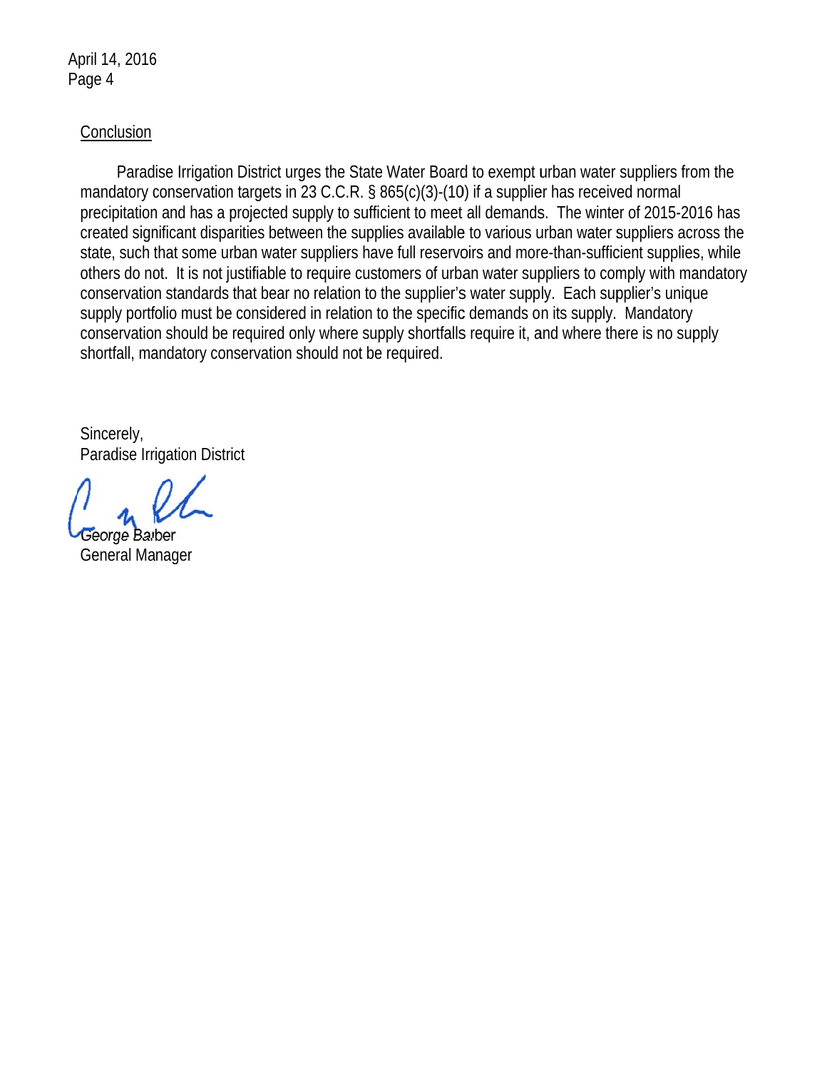## Conclusion

Paradise Irrigation District urges the State Water Board to exempt urban water suppliers from the mandatory conservation targets in 23 C.C.R. § 865(c)(3)-(10) if a supplier has received normal precipitation and has a projected supply to sufficient to meet all demands. The winter of 2015-2016 has created significant disparities between the supplies available to various urban water suppliers across the state, such that some urban water suppliers have full reservoirs and more-than-sufficient supplies, while others do not. It is not justifiable to require customers of urban water suppliers to comply with mandatory conservation standards that bear no relation to the supplier's water supply. Each supplier's unique supply portfolio must be considered in relation to the specific demands on its supply. Mandatory conservation should be required only where supply shortfalls require it, and where there is no supply shortfall, mandatory conservation should not be required.

Sincerely,
Paradise Irrigation District

George Barber
General Manager